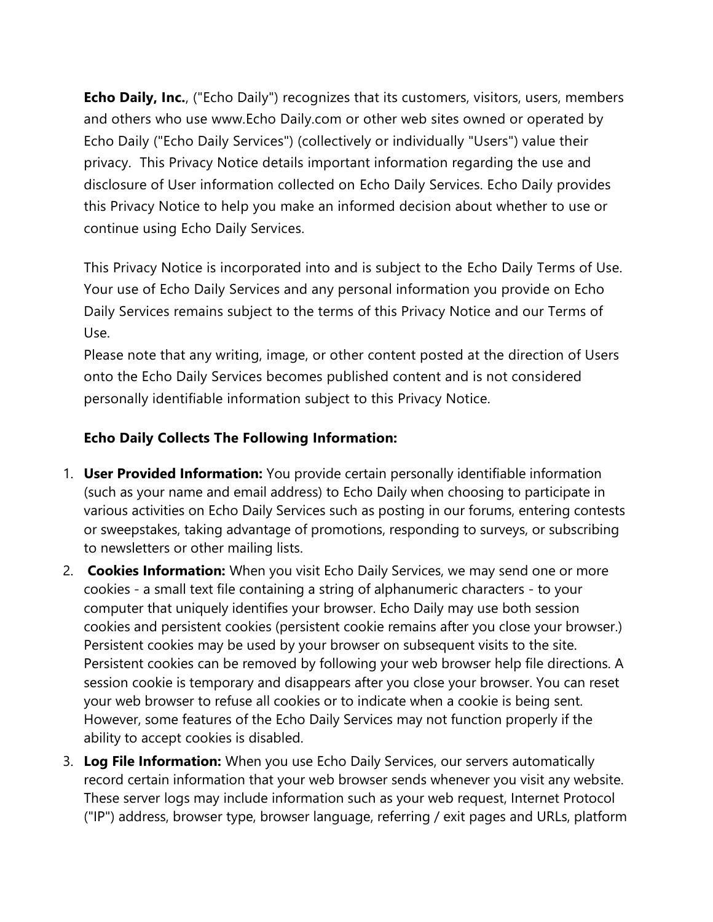**Echo Daily, Inc.**, ("Echo Daily") recognizes that its customers, visitors, users, members and others who use www.Echo Daily.com or other web sites owned or operated by Echo Daily ("Echo Daily Services") (collectively or individually "Users") value their privacy. This Privacy Notice details important information regarding the use and disclosure of User information collected on Echo Daily Services. Echo Daily provides this Privacy Notice to help you make an informed decision about whether to use or continue using Echo Daily Services.

This Privacy Notice is incorporated into and is subject to the Echo Daily Terms of Use. Your use of Echo Daily Services and any personal information you provide on Echo Daily Services remains subject to the terms of this Privacy Notice and our Terms of Use.
Please note that any writing, image, or other content posted at the direction of Users onto the Echo Daily Services becomes published content and is not considered personally identifiable information subject to this Privacy Notice.

**Echo Daily Collects The Following Information:**

1. **User Provided Information:** You provide certain personally identifiable information (such as your name and email address) to Echo Daily when choosing to participate in various activities on Echo Daily Services such as posting in our forums, entering contests or sweepstakes, taking advantage of promotions, responding to surveys, or subscribing to newsletters or other mailing lists.
2. **Cookies Information:** When you visit Echo Daily Services, we may send one or more cookies - a small text file containing a string of alphanumeric characters - to your computer that uniquely identifies your browser. Echo Daily may use both session cookies and persistent cookies (persistent cookie remains after you close your browser.) Persistent cookies may be used by your browser on subsequent visits to the site. Persistent cookies can be removed by following your web browser help file directions. A session cookie is temporary and disappears after you close your browser. You can reset your web browser to refuse all cookies or to indicate when a cookie is being sent. However, some features of the Echo Daily Services may not function properly if the ability to accept cookies is disabled.
3. **Log File Information:** When you use Echo Daily Services, our servers automatically record certain information that your web browser sends whenever you visit any website. These server logs may include information such as your web request, Internet Protocol ("IP") address, browser type, browser language, referring / exit pages and URLs, platform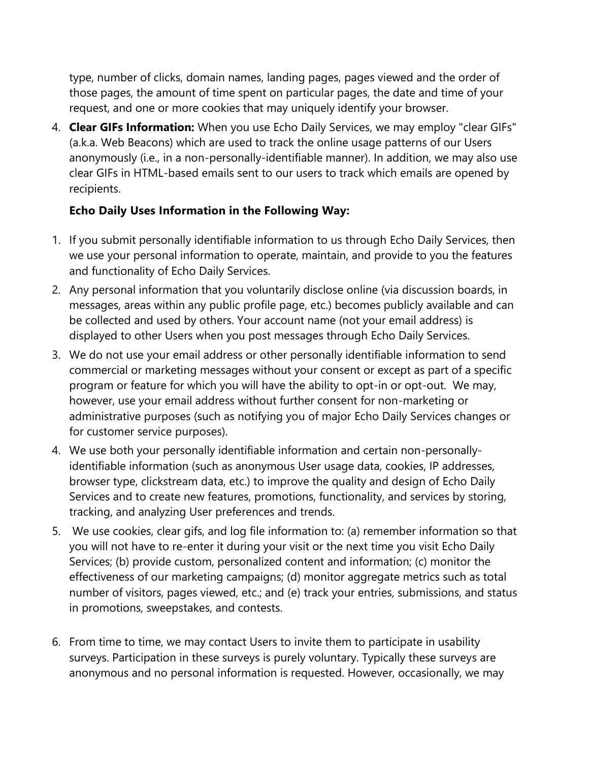type, number of clicks, domain names, landing pages, pages viewed and the order of those pages, the amount of time spent on particular pages, the date and time of your request, and one or more cookies that may uniquely identify your browser.

4. **Clear GIFs Information:** When you use Echo Daily Services, we may employ "clear GIFs" (a.k.a. Web Beacons) which are used to track the online usage patterns of our Users anonymously (i.e., in a non-personally-identifiable manner). In addition, we may also use clear GIFs in HTML-based emails sent to our users to track which emails are opened by recipients.

**Echo Daily Uses Information in the Following Way:**

1. If you submit personally identifiable information to us through Echo Daily Services, then we use your personal information to operate, maintain, and provide to you the features and functionality of Echo Daily Services.
2. Any personal information that you voluntarily disclose online (via discussion boards, in messages, areas within any public profile page, etc.) becomes publicly available and can be collected and used by others. Your account name (not your email address) is displayed to other Users when you post messages through Echo Daily Services.
3. We do not use your email address or other personally identifiable information to send commercial or marketing messages without your consent or except as part of a specific program or feature for which you will have the ability to opt-in or opt-out. We may, however, use your email address without further consent for non-marketing or administrative purposes (such as notifying you of major Echo Daily Services changes or for customer service purposes).
4. We use both your personally identifiable information and certain non-personally-identifiable information (such as anonymous User usage data, cookies, IP addresses, browser type, clickstream data, etc.) to improve the quality and design of Echo Daily Services and to create new features, promotions, functionality, and services by storing, tracking, and analyzing User preferences and trends.
5. We use cookies, clear gifs, and log file information to: (a) remember information so that you will not have to re-enter it during your visit or the next time you visit Echo Daily Services; (b) provide custom, personalized content and information; (c) monitor the effectiveness of our marketing campaigns; (d) monitor aggregate metrics such as total number of visitors, pages viewed, etc.; and (e) track your entries, submissions, and status in promotions, sweepstakes, and contests.
6. From time to time, we may contact Users to invite them to participate in usability surveys. Participation in these surveys is purely voluntary. Typically these surveys are anonymous and no personal information is requested. However, occasionally, we may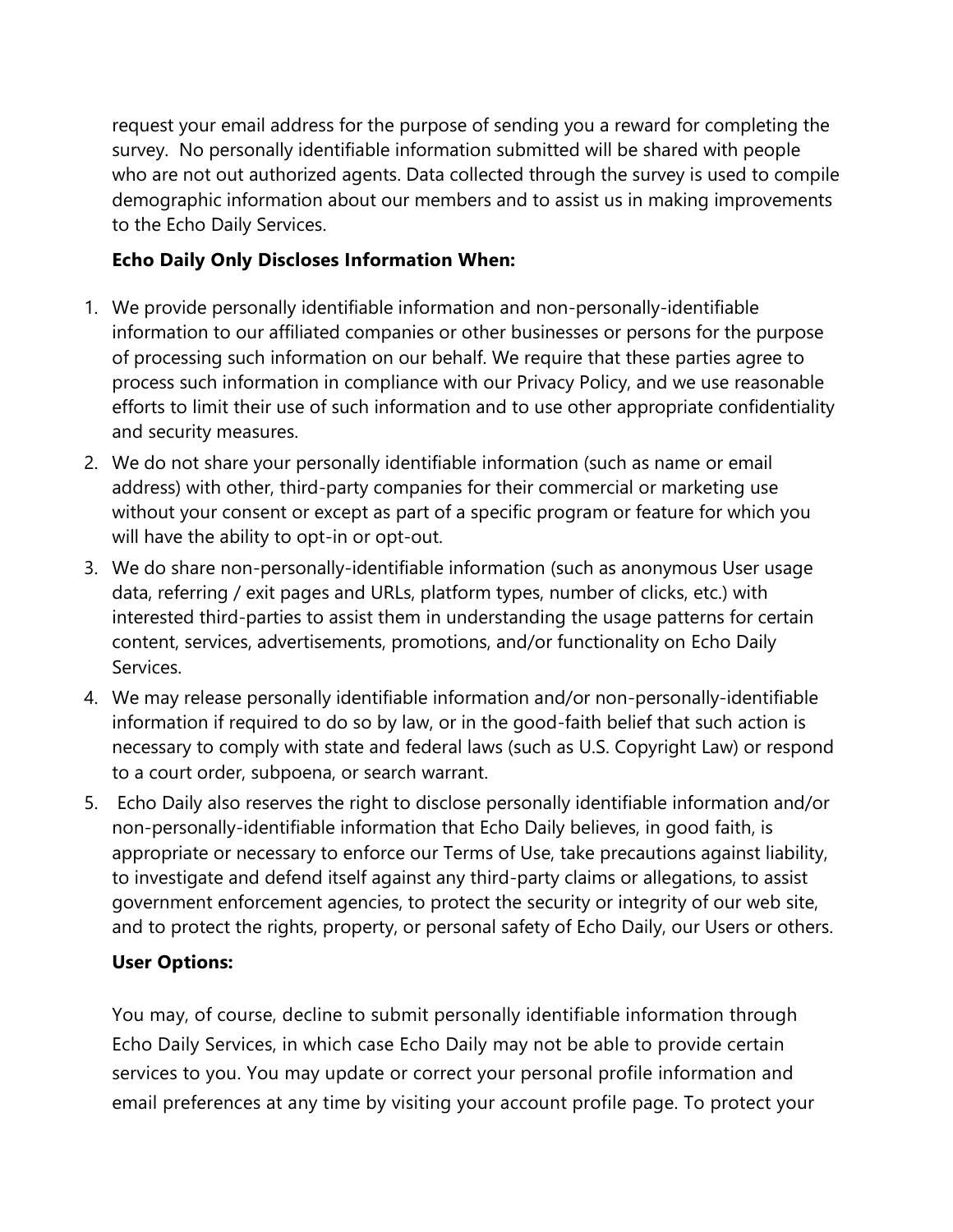request your email address for the purpose of sending you a reward for completing the survey. No personally identifiable information submitted will be shared with people who are not out authorized agents. Data collected through the survey is used to compile demographic information about our members and to assist us in making improvements to the Echo Daily Services.

**Echo Daily Only Discloses Information When:**

1. We provide personally identifiable information and non-personally-identifiable information to our affiliated companies or other businesses or persons for the purpose of processing such information on our behalf. We require that these parties agree to process such information in compliance with our Privacy Policy, and we use reasonable efforts to limit their use of such information and to use other appropriate confidentiality and security measures.
2. We do not share your personally identifiable information (such as name or email address) with other, third-party companies for their commercial or marketing use without your consent or except as part of a specific program or feature for which you will have the ability to opt-in or opt-out.
3. We do share non-personally-identifiable information (such as anonymous User usage data, referring / exit pages and URLs, platform types, number of clicks, etc.) with interested third-parties to assist them in understanding the usage patterns for certain content, services, advertisements, promotions, and/or functionality on Echo Daily Services.
4. We may release personally identifiable information and/or non-personally-identifiable information if required to do so by law, or in the good-faith belief that such action is necessary to comply with state and federal laws (such as U.S. Copyright Law) or respond to a court order, subpoena, or search warrant.
5. Echo Daily also reserves the right to disclose personally identifiable information and/or non-personally-identifiable information that Echo Daily believes, in good faith, is appropriate or necessary to enforce our Terms of Use, take precautions against liability, to investigate and defend itself against any third-party claims or allegations, to assist government enforcement agencies, to protect the security or integrity of our web site, and to protect the rights, property, or personal safety of Echo Daily, our Users or others.

**User Options:**

You may, of course, decline to submit personally identifiable information through Echo Daily Services, in which case Echo Daily may not be able to provide certain services to you. You may update or correct your personal profile information and email preferences at any time by visiting your account profile page. To protect your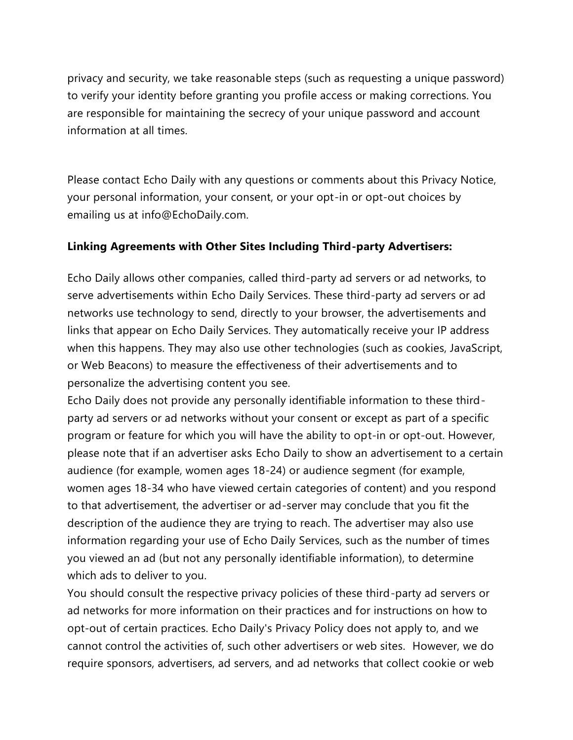privacy and security, we take reasonable steps (such as requesting a unique password) to verify your identity before granting you profile access or making corrections. You are responsible for maintaining the secrecy of your unique password and account information at all times.

Please contact Echo Daily with any questions or comments about this Privacy Notice, your personal information, your consent, or your opt-in or opt-out choices by emailing us at info@EchoDaily.com.

**Linking Agreements with Other Sites Including Third-party Advertisers:**

Echo Daily allows other companies, called third-party ad servers or ad networks, to serve advertisements within Echo Daily Services. These third-party ad servers or ad networks use technology to send, directly to your browser, the advertisements and links that appear on Echo Daily Services. They automatically receive your IP address when this happens. They may also use other technologies (such as cookies, JavaScript, or Web Beacons) to measure the effectiveness of their advertisements and to personalize the advertising content you see.

Echo Daily does not provide any personally identifiable information to these third-party ad servers or ad networks without your consent or except as part of a specific program or feature for which you will have the ability to opt-in or opt-out. However, please note that if an advertiser asks Echo Daily to show an advertisement to a certain audience (for example, women ages 18-24) or audience segment (for example, women ages 18-34 who have viewed certain categories of content) and you respond to that advertisement, the advertiser or ad-server may conclude that you fit the description of the audience they are trying to reach. The advertiser may also use information regarding your use of Echo Daily Services, such as the number of times you viewed an ad (but not any personally identifiable information), to determine which ads to deliver to you.

You should consult the respective privacy policies of these third-party ad servers or ad networks for more information on their practices and for instructions on how to opt-out of certain practices. Echo Daily's Privacy Policy does not apply to, and we cannot control the activities of, such other advertisers or web sites. However, we do require sponsors, advertisers, ad servers, and ad networks that collect cookie or web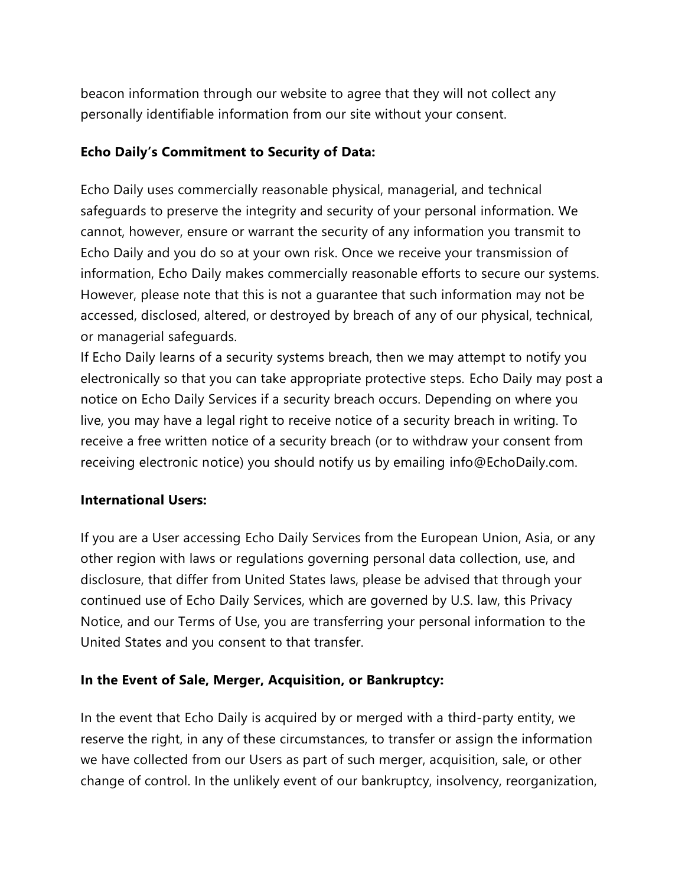beacon information through our website to agree that they will not collect any personally identifiable information from our site without your consent.

**Echo Daily's Commitment to Security of Data:**

Echo Daily uses commercially reasonable physical, managerial, and technical safeguards to preserve the integrity and security of your personal information. We cannot, however, ensure or warrant the security of any information you transmit to Echo Daily and you do so at your own risk. Once we receive your transmission of information, Echo Daily makes commercially reasonable efforts to secure our systems. However, please note that this is not a guarantee that such information may not be accessed, disclosed, altered, or destroyed by breach of any of our physical, technical, or managerial safeguards.

If Echo Daily learns of a security systems breach, then we may attempt to notify you electronically so that you can take appropriate protective steps. Echo Daily may post a notice on Echo Daily Services if a security breach occurs. Depending on where you live, you may have a legal right to receive notice of a security breach in writing. To receive a free written notice of a security breach (or to withdraw your consent from receiving electronic notice) you should notify us by emailing info@EchoDaily.com.

**International Users:**

If you are a User accessing Echo Daily Services from the European Union, Asia, or any other region with laws or regulations governing personal data collection, use, and disclosure, that differ from United States laws, please be advised that through your continued use of Echo Daily Services, which are governed by U.S. law, this Privacy Notice, and our Terms of Use, you are transferring your personal information to the United States and you consent to that transfer.

**In the Event of Sale, Merger, Acquisition, or Bankruptcy:**

In the event that Echo Daily is acquired by or merged with a third-party entity, we reserve the right, in any of these circumstances, to transfer or assign the information we have collected from our Users as part of such merger, acquisition, sale, or other change of control. In the unlikely event of our bankruptcy, insolvency, reorganization,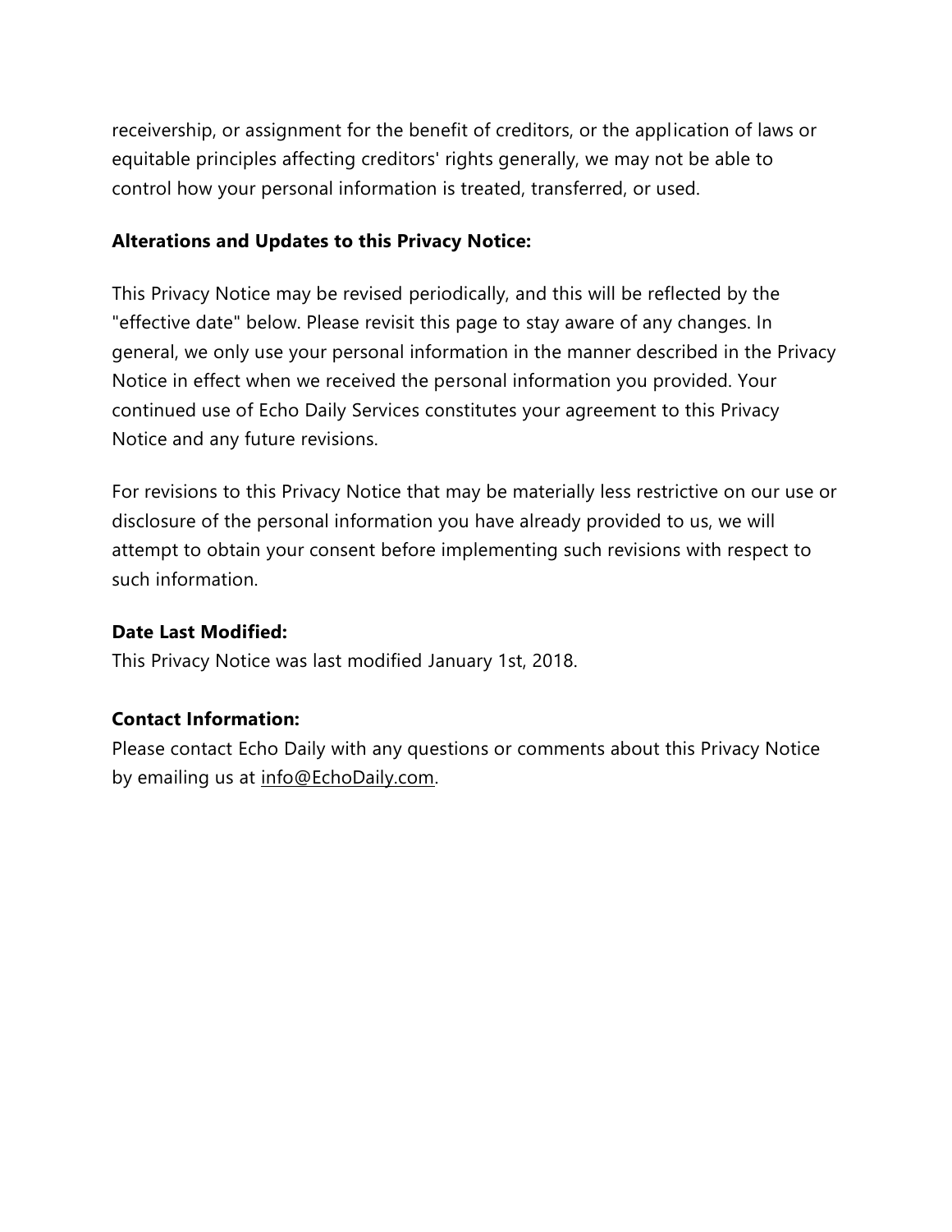receivership, or assignment for the benefit of creditors, or the application of laws or equitable principles affecting creditors' rights generally, we may not be able to control how your personal information is treated, transferred, or used.

**Alterations and Updates to this Privacy Notice:**

This Privacy Notice may be revised periodically, and this will be reflected by the "effective date" below. Please revisit this page to stay aware of any changes. In general, we only use your personal information in the manner described in the Privacy Notice in effect when we received the personal information you provided. Your continued use of Echo Daily Services constitutes your agreement to this Privacy Notice and any future revisions.

For revisions to this Privacy Notice that may be materially less restrictive on our use or disclosure of the personal information you have already provided to us, we will attempt to obtain your consent before implementing such revisions with respect to such information.

**Date Last Modified:**
This Privacy Notice was last modified January 1st, 2018.

**Contact Information:**
Please contact Echo Daily with any questions or comments about this Privacy Notice by emailing us at info@EchoDaily.com.